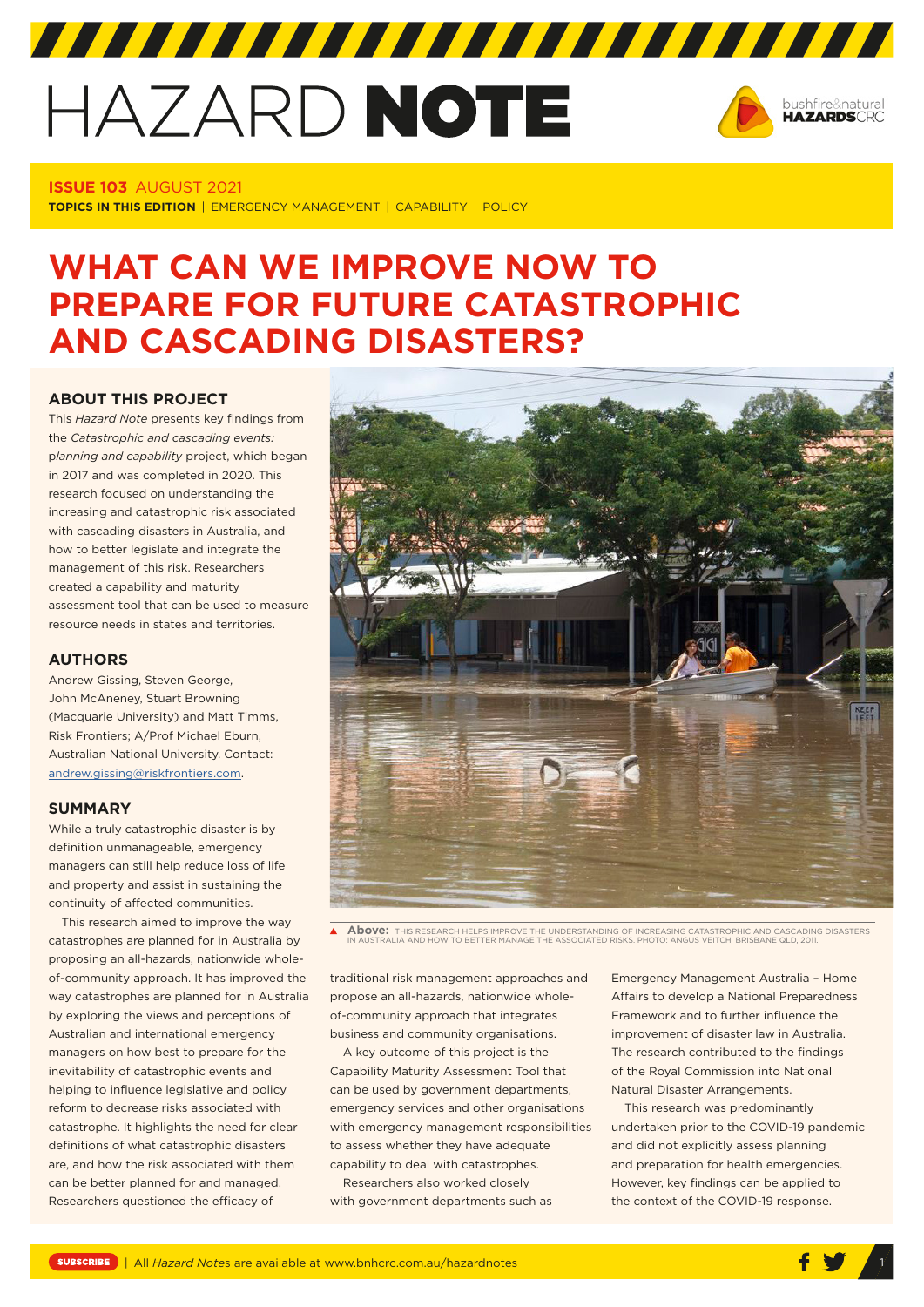# HAZARD NOTE

**ISSUE 103** AUGUST 2021

**TOPICS IN THIS EDITION** | EMERGENCY MANAGEMENT | CAPABILITY | POLICY

# WHAT CAN WE IMPROVE NOW TO PREPARE FOR FUTURE CATASTROPHIC AND CASCADING DISASTERS?

## ABOUT THIS PROJECT

This *Hazard Note* presents key findings from the *Catastrophic and cascading events: planning and capability* project, which began in 2017 and was completed in 2020. This research focused on understanding the increasing and catastrophic risk associated with cascading disasters in Australia, and how to better legislate and integrate the management of this risk. Researchers created a capability and maturity assessment tool that can be used to measure resource needs in states and territories.

## AUTHORS

Andrew Gissing, Steven George, John McAneney, Stuart Browning (Macquarie University) and Matt Timms, Risk Frontiers; A/Prof Michael Eburn, Australian National University. Contact: andrew.gissing@riskfrontiers.com.

## SUMMARY

While a truly catastrophic disaster is by definition unmanageable, emergency managers can still help reduce loss of life and property and assist in sustaining the continuity of affected communities.

This research aimed to improve the way catastrophes are planned for in Australia by proposing an all-hazards, nationwide whole-of-community approach. It has improved the way catastrophes are planned for in Australia by exploring the views and perceptions of Australian and international emergency managers on how best to prepare for the inevitability of catastrophic events and helping to influence legislative and policy reform to decrease risks associated with catastrophe. It highlights the need for clear definitions of what catastrophic disasters are, and how the risk associated with them can be better planned for and managed. Researchers questioned the efficacy of traditional risk management approaches and propose an all-hazards, nationwide whole-of-community approach that integrates business and community organisations.

A key outcome of this project is the Capability Maturity Assessment Tool that can be used by government departments, emergency services and other organisations with emergency management responsibilities to assess whether they have adequate capability to deal with catastrophes.

Researchers also worked closely with government departments such as Emergency Management Australia – Home Affairs to develop a National Preparedness Framework and to further influence the improvement of disaster law in Australia. The research contributed to the findings of the Royal Commission into National Natural Disaster Arrangements.

This research was predominantly undertaken prior to the COVID-19 pandemic and did not explicitly assess planning and preparation for health emergencies. However, key findings can be applied to the context of the COVID-19 response.

**Above:** THIS RESEARCH HELPS IMPROVE THE UNDERSTANDING OF INCREASING CATASTROPHIC AND CASCADING DISASTERS IN AUSTRALIA AND HOW TO BETTER MANAGE THE ASSOCIATED RISKS. PHOTO: ANGUS VEITCH, BRISBANE QLD, 2011.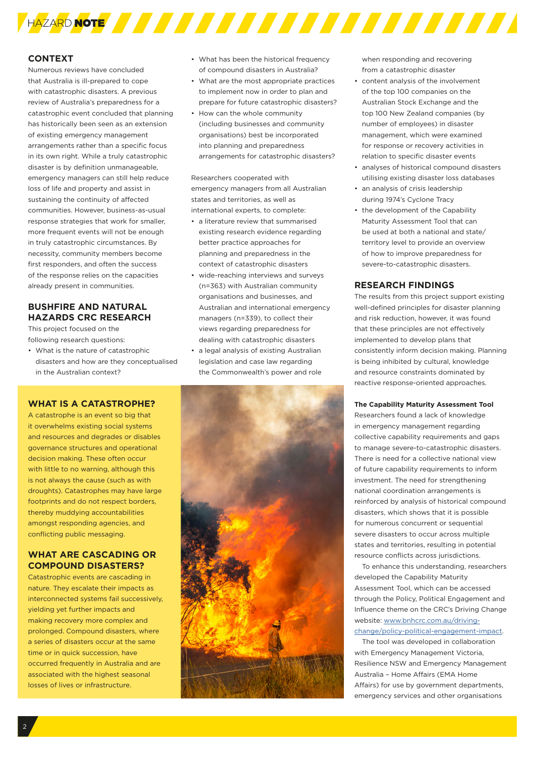## CONTEXT

Numerous reviews have concluded that Australia is ill-prepared to cope with catastrophic disasters. A previous review of Australia's preparedness for a catastrophic event concluded that planning has historically been seen as an extension of existing emergency management arrangements rather than a specific focus in its own right. While a truly catastrophic disaster is by definition unmanageable, emergency managers can still help reduce loss of life and property and assist in sustaining the continuity of affected communities. However, business-as-usual response strategies that work for smaller, more frequent events will not be enough in truly catastrophic circumstances. By necessity, community members become first responders, and often the success of the response relies on the capacities already present in communities.

## BUSHFIRE AND NATURAL HAZARDS CRC RESEARCH

This project focused on the following research questions:

- What is the nature of catastrophic disasters and how are they conceptualised in the Australian context?
- What has been the historical frequency of compound disasters in Australia?
- What are the most appropriate practices to implement now in order to plan and prepare for future catastrophic disasters?
- How can the whole community (including businesses and community organisations) best be incorporated into planning and preparedness arrangements for catastrophic disasters?

Researchers cooperated with emergency managers from all Australian states and territories, as well as international experts, to complete:

- a literature review that summarised existing research evidence regarding better practice approaches for planning and preparedness in the context of catastrophic disasters
- wide-reaching interviews and surveys (n=363) with Australian community organisations and businesses, and Australian and international emergency managers (n=339), to collect their views regarding preparedness for dealing with catastrophic disasters
- a legal analysis of existing Australian legislation and case law regarding the Commonwealth's power and role when responding and recovering from a catastrophic disaster
- content analysis of the involvement of the top 100 companies on the Australian Stock Exchange and the top 100 New Zealand companies (by number of employees) in disaster management, which were examined for response or recovery activities in relation to specific disaster events
- analyses of historical compound disasters utilising existing disaster loss databases
- an analysis of crisis leadership during 1974's Cyclone Tracy
- the development of the Capability Maturity Assessment Tool that can be used at both a national and state/territory level to provide an overview of how to improve preparedness for severe-to-catastrophic disasters.

## WHAT IS A CATASTROPHE?

A catastrophe is an event so big that it overwhelms existing social systems and resources and degrades or disables governance structures and operational decision making. These often occur with little to no warning, although this is not always the cause (such as with droughts). Catastrophes may have large footprints and do not respect borders, thereby muddying accountabilities amongst responding agencies, and conflicting public messaging.

## WHAT ARE CASCADING OR COMPOUND DISASTERS?

Catastrophic events are cascading in nature. They escalate their impacts as interconnected systems fail successively, yielding yet further impacts and making recovery more complex and prolonged. Compound disasters, where a series of disasters occur at the same time or in quick succession, have occurred frequently in Australia and are associated with the highest seasonal losses of lives or infrastructure.

## RESEARCH FINDINGS

The results from this project support existing well-defined principles for disaster planning and risk reduction, however, it was found that these principles are not effectively implemented to develop plans that consistently inform decision making. Planning is being inhibited by cultural, knowledge and resource constraints dominated by reactive response-oriented approaches.

**The Capability Maturity Assessment Tool**

Researchers found a lack of knowledge in emergency management regarding collective capability requirements and gaps to manage severe-to-catastrophic disasters. There is need for a collective national view of future capability requirements to inform investment. The need for strengthening national coordination arrangements is reinforced by analysis of historical compound disasters, which shows that it is possible for numerous concurrent or sequential severe disasters to occur across multiple states and territories, resulting in potential resource conflicts across jurisdictions.

To enhance this understanding, researchers developed the Capability Maturity Assessment Tool, which can be accessed through the Policy, Political Engagement and Influence theme on the CRC's Driving Change website: [www.bnhcrc.com.au/driving-change/policy-political-engagement-impact](www.bnhcrc.com.au/driving-change/policy-political-engagement-impact).

The tool was developed in collaboration with Emergency Management Victoria, Resilience NSW and Emergency Management Australia – Home Affairs (EMA Home Affairs) for use by government departments, emergency services and other organisations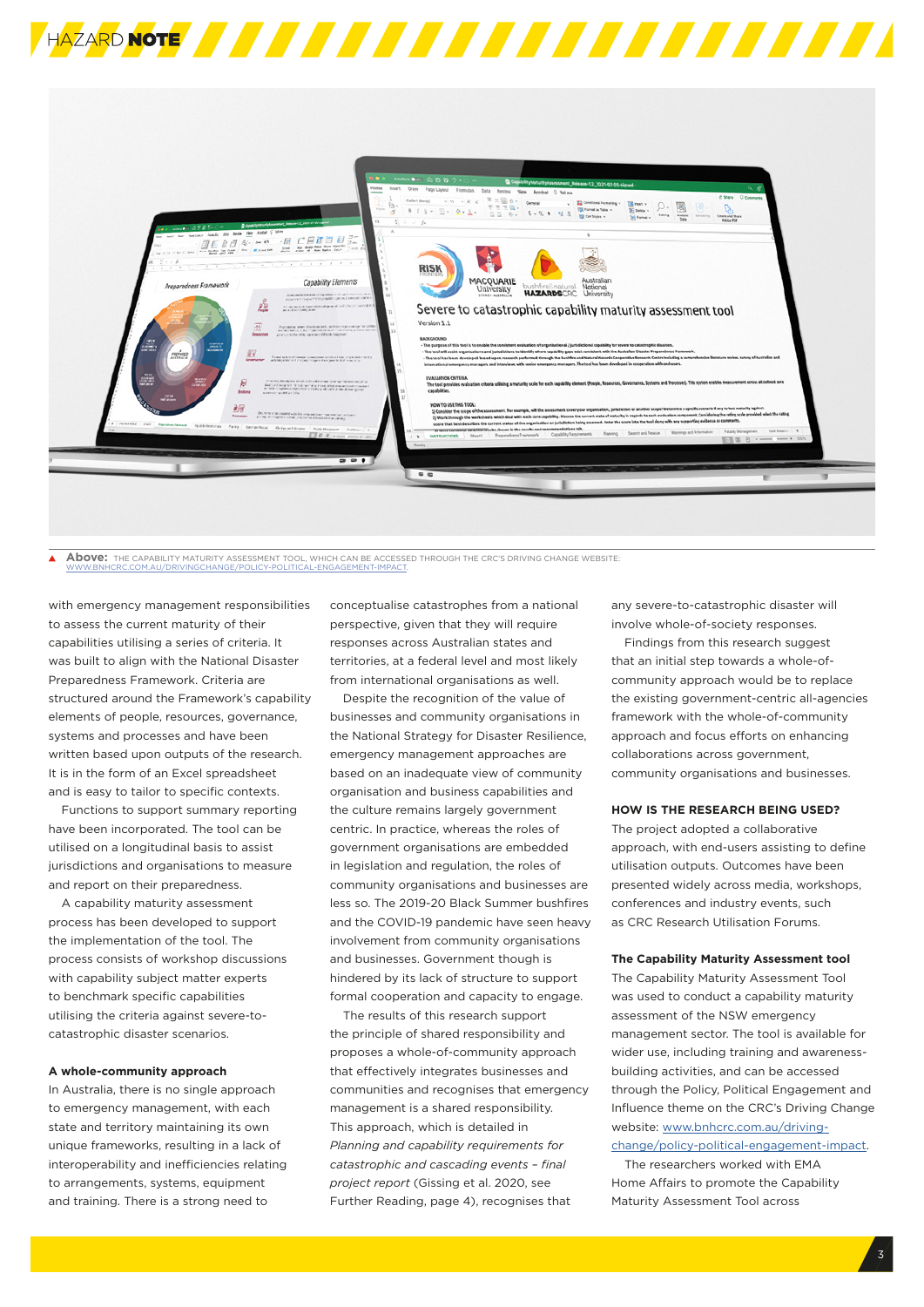**Above:** THE CAPABILITY MATURITY ASSESSMENT TOOL, WHICH CAN BE ACCESSED THROUGH THE CRC'S DRIVING CHANGE WEBSITE: WWW.BNHCRC.COM.AU/DRIVINGCHANGE/POLICY-POLITICAL-ENGAGEMENT-IMPACT.

with emergency management responsibilities to assess the current maturity of their capabilities utilising a series of criteria. It was built to align with the National Disaster Preparedness Framework. Criteria are structured around the Framework's capability elements of people, resources, governance, systems and processes and have been written based upon outputs of the research. It is in the form of an Excel spreadsheet and is easy to tailor to specific contexts.

Functions to support summary reporting have been incorporated. The tool can be utilised on a longitudinal basis to assist jurisdictions and organisations to measure and report on their preparedness.

A capability maturity assessment process has been developed to support the implementation of the tool. The process consists of workshop discussions with capability subject matter experts to benchmark specific capabilities utilising the criteria against severe-to-catastrophic disaster scenarios.

### A whole-community approach

In Australia, there is no single approach to emergency management, with each state and territory maintaining its own unique frameworks, resulting in a lack of interoperability and inefficiencies relating to arrangements, systems, equipment and training. There is a strong need to conceptualise catastrophes from a national perspective, given that they will require responses across Australian states and territories, at a federal level and most likely from international organisations as well.

Despite the recognition of the value of businesses and community organisations in the National Strategy for Disaster Resilience, emergency management approaches are based on an inadequate view of community organisation and business capabilities and the culture remains largely government centric. In practice, whereas the roles of government organisations are embedded in legislation and regulation, the roles of community organisations and businesses are less so. The 2019-20 Black Summer bushfires and the COVID-19 pandemic have seen heavy involvement from community organisations and businesses. Government though is hindered by its lack of structure to support formal cooperation and capacity to engage.

The results of this research support the principle of shared responsibility and proposes a whole-of-community approach that effectively integrates businesses and communities and recognises that emergency management is a shared responsibility. This approach, which is detailed in *Planning and capability requirements for catastrophic and cascading events – final project report* (Gissing et al. 2020, see Further Reading, page 4), recognises that any severe-to-catastrophic disaster will involve whole-of-society responses.

Findings from this research suggest that an initial step towards a whole-of-community approach would be to replace the existing government-centric all-agencies framework with the whole-of-community approach and focus efforts on enhancing collaborations across government, community organisations and businesses.

## HOW IS THE RESEARCH BEING USED?

The project adopted a collaborative approach, with end-users assisting to define utilisation outputs. Outcomes have been presented widely across media, workshops, conferences and industry events, such as CRC Research Utilisation Forums.

### The Capability Maturity Assessment tool

The Capability Maturity Assessment Tool was used to conduct a capability maturity assessment of the NSW emergency management sector. The tool is available for wider use, including training and awareness-building activities, and can be accessed through the Policy, Political Engagement and Influence theme on the CRC's Driving Change website: www.bnhcrc.com.au/driving-change/policy-political-engagement-impact.

The researchers worked with EMA Home Affairs to promote the Capability Maturity Assessment Tool across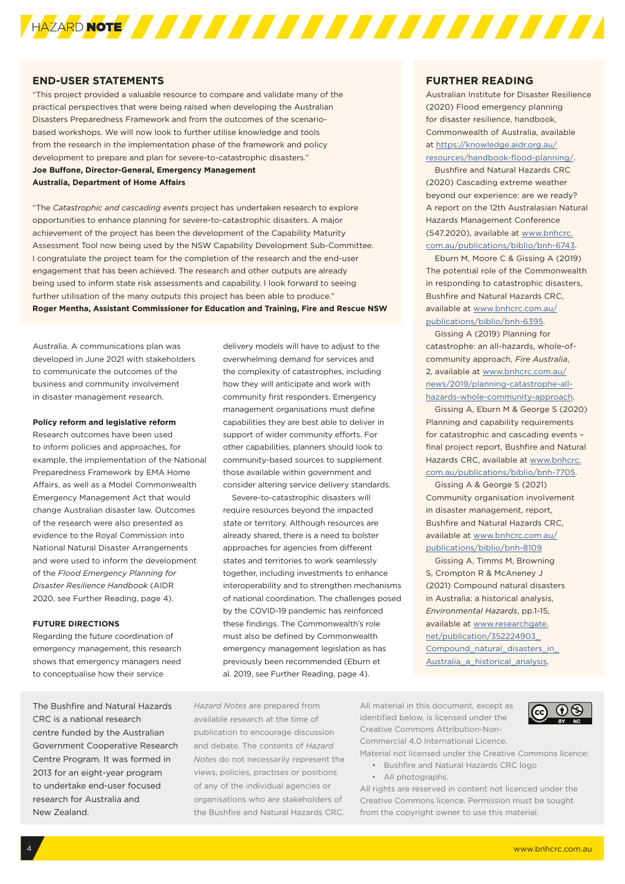## END-USER STATEMENTS

"This project provided a valuable resource to compare and validate many of the practical perspectives that were being raised when developing the Australian Disasters Preparedness Framework and from the outcomes of the scenario-based workshops. We will now look to further utilise knowledge and tools from the research in the implementation phase of the framework and policy development to prepare and plan for severe-to-catastrophic disasters."
**Joe Buffone, Director-General, Emergency Management Australia, Department of Home Affairs**

"The *Catastrophic and cascading events* project has undertaken research to explore opportunities to enhance planning for severe-to-catastrophic disasters. A major achievement of the project has been the development of the Capability Maturity Assessment Tool now being used by the NSW Capability Development Sub-Committee. I congratulate the project team for the completion of the research and the end-user engagement that has been achieved. The research and other outputs are already being used to inform state risk assessments and capability. I look forward to seeing further utilisation of the many outputs this project has been able to produce."
**Roger Mentha, Assistant Commissioner for Education and Training, Fire and Rescue NSW**

Australia. A communications plan was developed in June 2021 with stakeholders to communicate the outcomes of the business and community involvement in disaster management research.

**Policy reform and legislative reform**
Research outcomes have been used to inform policies and approaches, for example, the implementation of the National Preparedness Framework by EMA Home Affairs, as well as a Model Commonwealth Emergency Management Act that would change Australian disaster law. Outcomes of the research were also presented as evidence to the Royal Commission into National Natural Disaster Arrangements and were used to inform the development of the *Flood Emergency Planning for Disaster Resilience Handbook* (AIDR 2020, see Further Reading, page 4).

### FUTURE DIRECTIONS

Regarding the future coordination of emergency management, this research shows that emergency managers need to conceptualise how their service delivery models will have to adjust to the overwhelming demand for services and the complexity of catastrophes, including how they will anticipate and work with community first responders. Emergency management organisations must define capabilities they are best able to deliver in support of wider community efforts. For other capabilities, planners should look to community-based sources to supplement those available within government and consider altering service delivery standards.

Severe-to-catastrophic disasters will require resources beyond the impacted state or territory. Although resources are already shared, there is a need to bolster approaches for agencies from different states and territories to work seamlessly together, including investments to enhance interoperability and to strengthen mechanisms of national coordination. The challenges posed by the COVID-19 pandemic has reinforced these findings. The Commonwealth's role must also be defined by Commonwealth emergency management legislation as has previously been recommended (Eburn et al. 2019, see Further Reading, page 4).

## FURTHER READING

Australian Institute for Disaster Resilience (2020) Flood emergency planning for disaster resilience, handbook, Commonwealth of Australia, available at https://knowledge.aidr.org.au/resources/handbook-flood-planning/.

Bushfire and Natural Hazards CRC (2020) Cascading extreme weather beyond our experience: are we ready? A report on the 12th Australasian Natural Hazards Management Conference (547.2020), available at www.bnhcrc.com.au/publications/biblio/bnh-6743.

Eburn M, Moore C & Gissing A (2019) The potential role of the Commonwealth in responding to catastrophic disasters, Bushfire and Natural Hazards CRC, available at www.bnhcrc.com.au/publications/biblio/bnh-6395.

Gissing A (2019) Planning for catastrophe: an all-hazards, whole-of-community approach, *Fire Australia*, 2, available at www.bnhcrc.com.au/news/2019/planning-catastrophe-all-hazards-whole-community-approach.

Gissing A, Eburn M & George S (2020) Planning and capability requirements for catastrophic and cascading events – final project report, Bushfire and Natural Hazards CRC, available at www.bnhcrc.com.au/publications/biblio/bnh-7705.

Gissing A & George S (2021) Community organisation involvement in disaster management, report, Bushfire and Natural Hazards CRC, available at www.bnhcrc.com.au/publications/biblio/bnh-8109

Gissing A, Timms M, Browning S, Crompton R & McAneney J (2021) Compound natural disasters in Australia: a historical analysis, *Environmental Hazards*, pp.1-15, available at www.researchgate.net/publication/352224903_Compound_natural_disasters_in_Australia_a_historical_analysis.

The Bushfire and Natural Hazards CRC is a national research centre funded by the Australian Government Cooperative Research Centre Program. It was formed in 2013 for an eight-year program to undertake end-user focused research for Australia and New Zealand.

*Hazard Notes* are prepared from available research at the time of publication to encourage discussion and debate. The contents of *Hazard Notes* do not necessarily represent the views, policies, practises or positions of any of the individual agencies or organisations who are stakeholders of the Bushfire and Natural Hazards CRC.

All material in this document, except as identified below, is licensed under the Creative Commons Attribution-Non-Commercial 4.0 International Licence.

Material not licensed under the Creative Commons licence:

- Bushfire and Natural Hazards CRC logo
- All photographs.

All rights are reserved in content not licenced under the Creative Commons licence. Permission must be sought from the copyright owner to use this material.